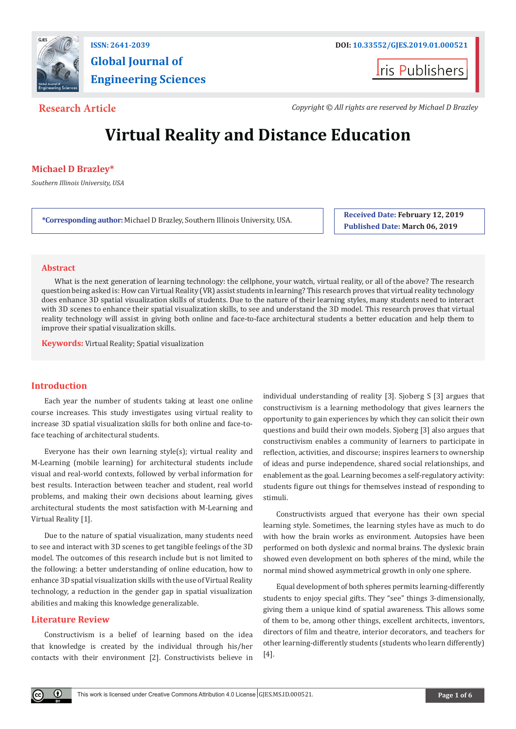Research Article

Copyright © All rights are reserved by Michael D Brazley

# Virtual Reality and Distance Education

**Michael D Brazley***

*Southern Illinois University, USA*

***Corresponding author:** Michael D Brazley, Southern Illinois University, USA.

**Received Date:** February 12, 2019
**Published Date:** March 06, 2019

## Abstract

What is the next generation of learning technology: the cellphone, your watch, virtual reality, or all of the above? The research question being asked is: How can Virtual Reality (VR) assist students in learning? This research proves that virtual reality technology does enhance 3D spatial visualization skills of students. Due to the nature of their learning styles, many students need to interact with 3D scenes to enhance their spatial visualization skills, to see and understand the 3D model. This research proves that virtual reality technology will assist in giving both online and face-to-face architectural students a better education and help them to improve their spatial visualization skills.

**Keywords:** Virtual Reality; Spatial visualization

## Introduction

Each year the number of students taking at least one online course increases. This study investigates using virtual reality to increase 3D spatial visualization skills for both online and face-to-face teaching of architectural students.

Everyone has their own learning style(s); virtual reality and M-Learning (mobile learning) for architectural students include visual and real-world contexts, followed by verbal information for best results. Interaction between teacher and student, real world problems, and making their own decisions about learning, gives architectural students the most satisfaction with M-Learning and Virtual Reality [1].

Due to the nature of spatial visualization, many students need to see and interact with 3D scenes to get tangible feelings of the 3D model. The outcomes of this research include but is not limited to the following: a better understanding of online education, how to enhance 3D spatial visualization skills with the use of Virtual Reality technology, a reduction in the gender gap in spatial visualization abilities and making this knowledge generalizable.

## Literature Review

Constructivism is a belief of learning based on the idea that knowledge is created by the individual through his/her contacts with their environment [2]. Constructivists believe in individual understanding of reality [3]. Sjoberg S [3] argues that constructivism is a learning methodology that gives learners the opportunity to gain experiences by which they can solicit their own questions and build their own models. Sjoberg [3] also argues that constructivism enables a community of learners to participate in reflection, activities, and discourse; inspires learners to ownership of ideas and purse independence, shared social relationships, and enablement as the goal. Learning becomes a self-regulatory activity: students figure out things for themselves instead of responding to stimuli.

Constructivists argued that everyone has their own special learning style. Sometimes, the learning styles have as much to do with how the brain works as environment. Autopsies have been performed on both dyslexic and normal brains. The dyslexic brain showed even development on both spheres of the mind, while the normal mind showed asymmetrical growth in only one sphere.

Equal development of both spheres permits learning-differently students to enjoy special gifts. They "see" things 3-dimensionally, giving them a unique kind of spatial awareness. This allows some of them to be, among other things, excellent architects, inventors, directors of film and theatre, interior decorators, and teachers for other learning-differently students (students who learn differently) [4].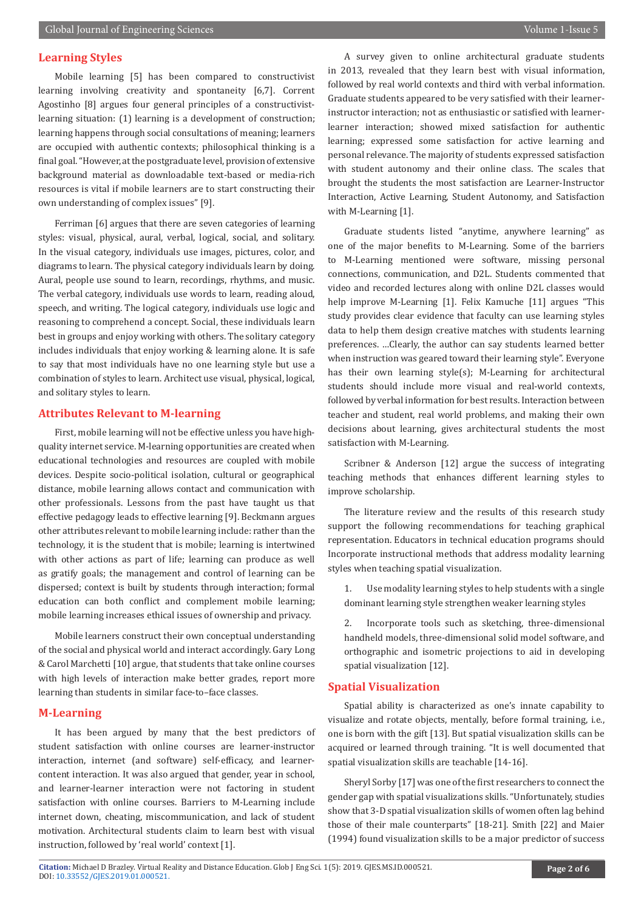## Learning Styles

Mobile learning [5] has been compared to constructivist learning involving creativity and spontaneity [6,7]. Current Agostinho [8] argues four general principles of a constructivist-learning situation: (1) learning is a development of construction; learning happens through social consultations of meaning; learners are occupied with authentic contexts; philosophical thinking is a final goal. "However, at the postgraduate level, provision of extensive background material as downloadable text-based or media-rich resources is vital if mobile learners are to start constructing their own understanding of complex issues" [9].

Ferriman [6] argues that there are seven categories of learning styles: visual, physical, aural, verbal, logical, social, and solitary. In the visual category, individuals use images, pictures, color, and diagrams to learn. The physical category individuals learn by doing. Aural, people use sound to learn, recordings, rhythms, and music. The verbal category, individuals use words to learn, reading aloud, speech, and writing. The logical category, individuals use logic and reasoning to comprehend a concept. Social, these individuals learn best in groups and enjoy working with others. The solitary category includes individuals that enjoy working & learning alone. It is safe to say that most individuals have no one learning style but use a combination of styles to learn. Architect use visual, physical, logical, and solitary styles to learn.

## Attributes Relevant to M-learning

First, mobile learning will not be effective unless you have high-quality internet service. M-learning opportunities are created when educational technologies and resources are coupled with mobile devices. Despite socio-political isolation, cultural or geographical distance, mobile learning allows contact and communication with other professionals. Lessons from the past have taught us that effective pedagogy leads to effective learning [9]. Beckmann argues other attributes relevant to mobile learning include: rather than the technology, it is the student that is mobile; learning is intertwined with other actions as part of life; learning can produce as well as gratify goals; the management and control of learning can be dispersed; context is built by students through interaction; formal education can both conflict and complement mobile learning; mobile learning increases ethical issues of ownership and privacy.

Mobile learners construct their own conceptual understanding of the social and physical world and interact accordingly. Gary Long & Carol Marchetti [10] argue, that students that take online courses with high levels of interaction make better grades, report more learning than students in similar face-to–face classes.

## M-Learning

It has been argued by many that the best predictors of student satisfaction with online courses are learner-instructor interaction, internet (and software) self-efficacy, and learner-content interaction. It was also argued that gender, year in school, and learner-learner interaction were not factoring in student satisfaction with online courses. Barriers to M-Learning include internet down, cheating, miscommunication, and lack of student motivation. Architectural students claim to learn best with visual instruction, followed by 'real world' context [1].

A survey given to online architectural graduate students in 2013, revealed that they learn best with visual information, followed by real world contexts and third with verbal information. Graduate students appeared to be very satisfied with their learner-instructor interaction; not as enthusiastic or satisfied with learner-learner interaction; showed mixed satisfaction for authentic learning; expressed some satisfaction for active learning and personal relevance. The majority of students expressed satisfaction with student autonomy and their online class. The scales that brought the students the most satisfaction are Learner-Instructor Interaction, Active Learning, Student Autonomy, and Satisfaction with M-Learning [1].

Graduate students listed "anytime, anywhere learning" as one of the major benefits to M-Learning. Some of the barriers to M-Learning mentioned were software, missing personal connections, communication, and D2L. Students commented that video and recorded lectures along with online D2L classes would help improve M-Learning [1]. Felix Kamuche [11] argues "This study provides clear evidence that faculty can use learning styles data to help them design creative matches with students learning preferences. …Clearly, the author can say students learned better when instruction was geared toward their learning style". Everyone has their own learning style(s); M-Learning for architectural students should include more visual and real-world contexts, followed by verbal information for best results. Interaction between teacher and student, real world problems, and making their own decisions about learning, gives architectural students the most satisfaction with M-Learning.

Scribner & Anderson [12] argue the success of integrating teaching methods that enhances different learning styles to improve scholarship.

The literature review and the results of this research study support the following recommendations for teaching graphical representation. Educators in technical education programs should Incorporate instructional methods that address modality learning styles when teaching spatial visualization.

1. Use modality learning styles to help students with a single dominant learning style strengthen weaker learning styles
2. Incorporate tools such as sketching, three-dimensional handheld models, three-dimensional solid model software, and orthographic and isometric projections to aid in developing spatial visualization [12].

## Spatial Visualization

Spatial ability is characterized as one's innate capability to visualize and rotate objects, mentally, before formal training, i.e., one is born with the gift [13]. But spatial visualization skills can be acquired or learned through training. "It is well documented that spatial visualization skills are teachable [14-16].

Sheryl Sorby [17] was one of the first researchers to connect the gender gap with spatial visualizations skills. "Unfortunately, studies show that 3-D spatial visualization skills of women often lag behind those of their male counterparts" [18-21]. Smith [22] and Maier (1994) found visualization skills to be a major predictor of success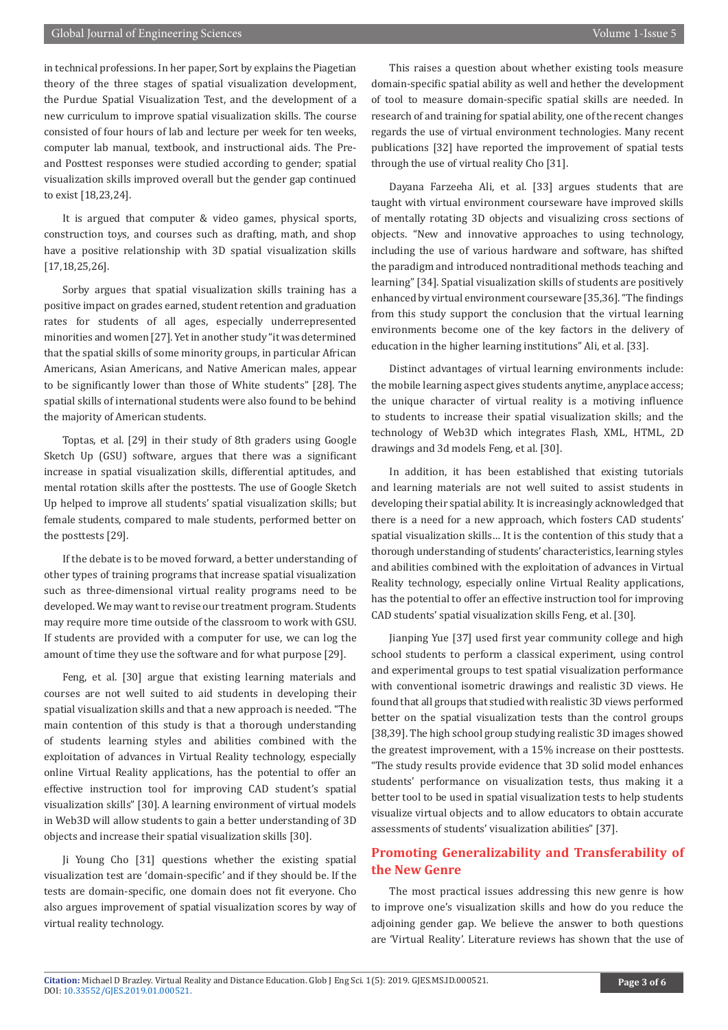in technical professions. In her paper, Sort by explains the Piagetian theory of the three stages of spatial visualization development, the Purdue Spatial Visualization Test, and the development of a new curriculum to improve spatial visualization skills. The course consisted of four hours of lab and lecture per week for ten weeks, computer lab manual, textbook, and instructional aids. The Pre- and Posttest responses were studied according to gender; spatial visualization skills improved overall but the gender gap continued to exist [18,23,24].

It is argued that computer & video games, physical sports, construction toys, and courses such as drafting, math, and shop have a positive relationship with 3D spatial visualization skills [17,18,25,26].

Sorby argues that spatial visualization skills training has a positive impact on grades earned, student retention and graduation rates for students of all ages, especially underrepresented minorities and women [27]. Yet in another study "it was determined that the spatial skills of some minority groups, in particular African Americans, Asian Americans, and Native American males, appear to be significantly lower than those of White students" [28]. The spatial skills of international students were also found to be behind the majority of American students.

Toptas, et al. [29] in their study of 8th graders using Google Sketch Up (GSU) software, argues that there was a significant increase in spatial visualization skills, differential aptitudes, and mental rotation skills after the posttests. The use of Google Sketch Up helped to improve all students' spatial visualization skills; but female students, compared to male students, performed better on the posttests [29].

If the debate is to be moved forward, a better understanding of other types of training programs that increase spatial visualization such as three-dimensional virtual reality programs need to be developed. We may want to revise our treatment program. Students may require more time outside of the classroom to work with GSU. If students are provided with a computer for use, we can log the amount of time they use the software and for what purpose [29].

Feng, et al. [30] argue that existing learning materials and courses are not well suited to aid students in developing their spatial visualization skills and that a new approach is needed. "The main contention of this study is that a thorough understanding of students learning styles and abilities combined with the exploitation of advances in Virtual Reality technology, especially online Virtual Reality applications, has the potential to offer an effective instruction tool for improving CAD student's spatial visualization skills" [30]. A learning environment of virtual models in Web3D will allow students to gain a better understanding of 3D objects and increase their spatial visualization skills [30].

Ji Young Cho [31] questions whether the existing spatial visualization test are 'domain-specific' and if they should be. If the tests are domain-specific, one domain does not fit everyone. Cho also argues improvement of spatial visualization scores by way of virtual reality technology.

This raises a question about whether existing tools measure domain-specific spatial ability as well and hether the development of tool to measure domain-specific spatial skills are needed. In research of and training for spatial ability, one of the recent changes regards the use of virtual environment technologies. Many recent publications [32] have reported the improvement of spatial tests through the use of virtual reality Cho [31].

Dayana Farzeeha Ali, et al. [33] argues students that are taught with virtual environment courseware have improved skills of mentally rotating 3D objects and visualizing cross sections of objects. "New and innovative approaches to using technology, including the use of various hardware and software, has shifted the paradigm and introduced nontraditional methods teaching and learning" [34]. Spatial visualization skills of students are positively enhanced by virtual environment courseware [35,36]. "The findings from this study support the conclusion that the virtual learning environments become one of the key factors in the delivery of education in the higher learning institutions" Ali, et al. [33].

Distinct advantages of virtual learning environments include: the mobile learning aspect gives students anytime, anyplace access; the unique character of virtual reality is a motiving influence to students to increase their spatial visualization skills; and the technology of Web3D which integrates Flash, XML, HTML, 2D drawings and 3d models Feng, et al. [30].

In addition, it has been established that existing tutorials and learning materials are not well suited to assist students in developing their spatial ability. It is increasingly acknowledged that there is a need for a new approach, which fosters CAD students' spatial visualization skills… It is the contention of this study that a thorough understanding of students' characteristics, learning styles and abilities combined with the exploitation of advances in Virtual Reality technology, especially online Virtual Reality applications, has the potential to offer an effective instruction tool for improving CAD students' spatial visualization skills Feng, et al. [30].

Jianping Yue [37] used first year community college and high school students to perform a classical experiment, using control and experimental groups to test spatial visualization performance with conventional isometric drawings and realistic 3D views. He found that all groups that studied with realistic 3D views performed better on the spatial visualization tests than the control groups [38,39]. The high school group studying realistic 3D images showed the greatest improvement, with a 15% increase on their posttests. "The study results provide evidence that 3D solid model enhances students' performance on visualization tests, thus making it a better tool to be used in spatial visualization tests to help students visualize virtual objects and to allow educators to obtain accurate assessments of students' visualization abilities" [37].

## Promoting Generalizability and Transferability of the New Genre

The most practical issues addressing this new genre is how to improve one's visualization skills and how do you reduce the adjoining gender gap. We believe the answer to both questions are 'Virtual Reality'. Literature reviews has shown that the use of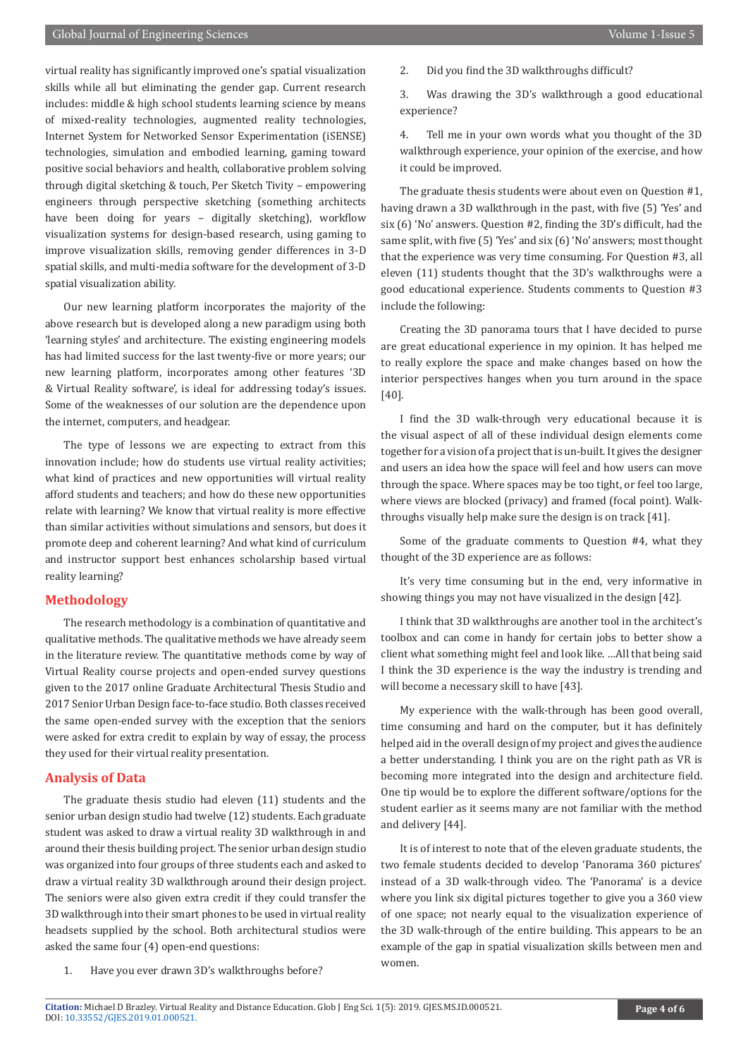virtual reality has significantly improved one's spatial visualization skills while all but eliminating the gender gap. Current research includes: middle & high school students learning science by means of mixed-reality technologies, augmented reality technologies, Internet System for Networked Sensor Experimentation (iSENSE) technologies, simulation and embodied learning, gaming toward positive social behaviors and health, collaborative problem solving through digital sketching & touch, Per Sketch Tivity – empowering engineers through perspective sketching (something architects have been doing for years – digitally sketching), workflow visualization systems for design-based research, using gaming to improve visualization skills, removing gender differences in 3-D spatial skills, and multi-media software for the development of 3-D spatial visualization ability.

Our new learning platform incorporates the majority of the above research but is developed along a new paradigm using both 'learning styles' and architecture. The existing engineering models has had limited success for the last twenty-five or more years; our new learning platform, incorporates among other features '3D & Virtual Reality software', is ideal for addressing today's issues. Some of the weaknesses of our solution are the dependence upon the internet, computers, and headgear.

The type of lessons we are expecting to extract from this innovation include; how do students use virtual reality activities; what kind of practices and new opportunities will virtual reality afford students and teachers; and how do these new opportunities relate with learning? We know that virtual reality is more effective than similar activities without simulations and sensors, but does it promote deep and coherent learning? And what kind of curriculum and instructor support best enhances scholarship based virtual reality learning?

## Methodology

The research methodology is a combination of quantitative and qualitative methods. The qualitative methods we have already seem in the literature review. The quantitative methods come by way of Virtual Reality course projects and open-ended survey questions given to the 2017 online Graduate Architectural Thesis Studio and 2017 Senior Urban Design face-to-face studio. Both classes received the same open-ended survey with the exception that the seniors were asked for extra credit to explain by way of essay, the process they used for their virtual reality presentation.

## Analysis of Data

The graduate thesis studio had eleven (11) students and the senior urban design studio had twelve (12) students. Each graduate student was asked to draw a virtual reality 3D walkthrough in and around their thesis building project. The senior urban design studio was organized into four groups of three students each and asked to draw a virtual reality 3D walkthrough around their design project. The seniors were also given extra credit if they could transfer the 3D walkthrough into their smart phones to be used in virtual reality headsets supplied by the school. Both architectural studios were asked the same four (4) open-end questions:

1. Have you ever drawn 3D's walkthroughs before?
2. Did you find the 3D walkthroughs difficult?
3. Was drawing the 3D's walkthrough a good educational experience?
4. Tell me in your own words what you thought of the 3D walkthrough experience, your opinion of the exercise, and how it could be improved.

The graduate thesis students were about even on Question #1, having drawn a 3D walkthrough in the past, with five (5) 'Yes' and six (6) 'No' answers. Question #2, finding the 3D's difficult, had the same split, with five (5) 'Yes' and six (6) 'No' answers; most thought that the experience was very time consuming. For Question #3, all eleven (11) students thought that the 3D's walkthroughs were a good educational experience. Students comments to Question #3 include the following:

Creating the 3D panorama tours that I have decided to purse are great educational experience in my opinion. It has helped me to really explore the space and make changes based on how the interior perspectives hanges when you turn around in the space [40].

I find the 3D walk-through very educational because it is the visual aspect of all of these individual design elements come together for a vision of a project that is un-built. It gives the designer and users an idea how the space will feel and how users can move through the space. Where spaces may be too tight, or feel too large, where views are blocked (privacy) and framed (focal point). Walk-throughs visually help make sure the design is on track [41].

Some of the graduate comments to Question #4, what they thought of the 3D experience are as follows:

It's very time consuming but in the end, very informative in showing things you may not have visualized in the design [42].

I think that 3D walkthroughs are another tool in the architect's toolbox and can come in handy for certain jobs to better show a client what something might feel and look like. …All that being said I think the 3D experience is the way the industry is trending and will become a necessary skill to have [43].

My experience with the walk-through has been good overall, time consuming and hard on the computer, but it has definitely helped aid in the overall design of my project and gives the audience a better understanding. I think you are on the right path as VR is becoming more integrated into the design and architecture field. One tip would be to explore the different software/options for the student earlier as it seems many are not familiar with the method and delivery [44].

It is of interest to note that of the eleven graduate students, the two female students decided to develop 'Panorama 360 pictures' instead of a 3D walk-through video. The 'Panorama' is a device where you link six digital pictures together to give you a 360 view of one space; not nearly equal to the visualization experience of the 3D walk-through of the entire building. This appears to be an example of the gap in spatial visualization skills between men and women.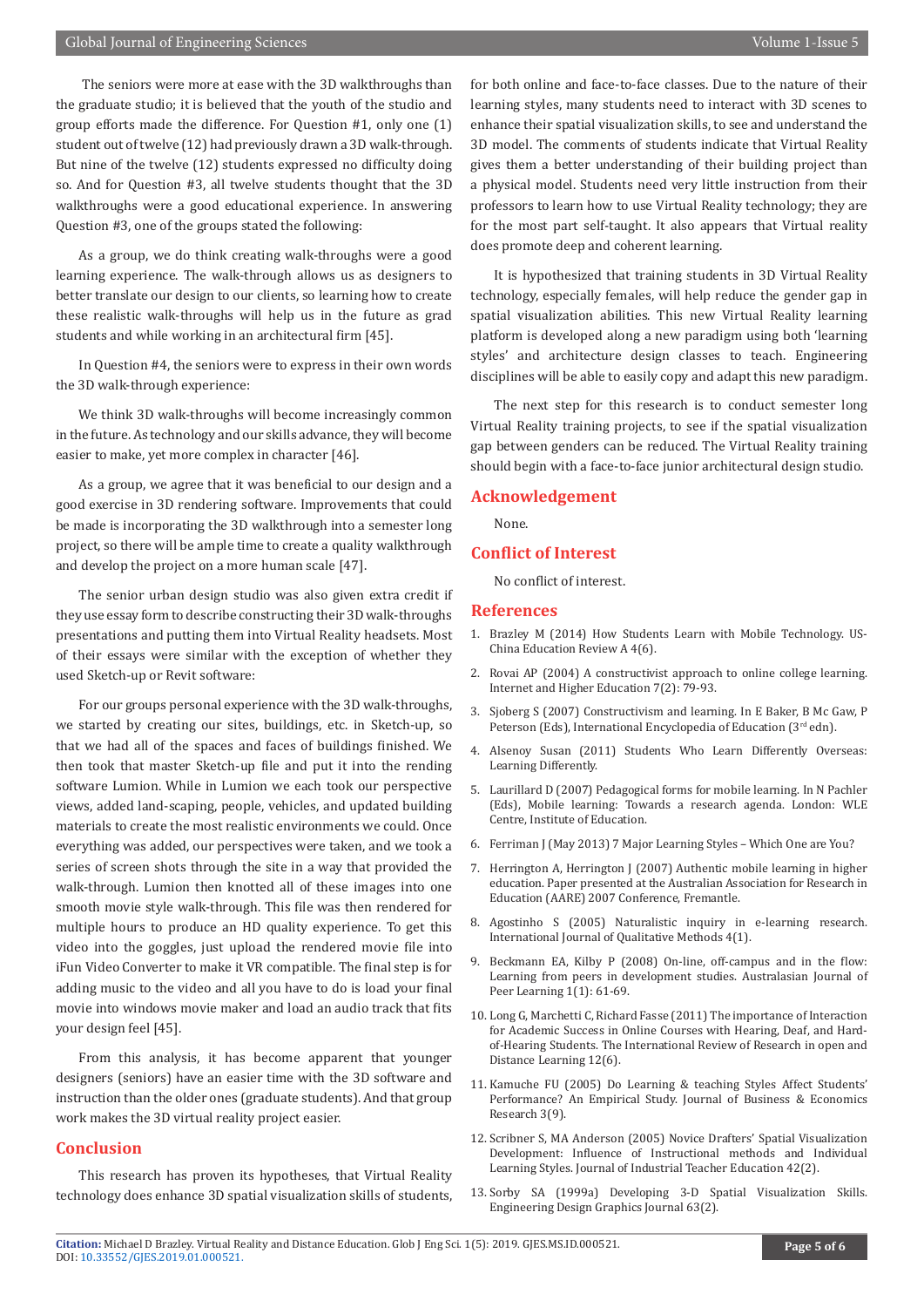The seniors were more at ease with the 3D walkthroughs than the graduate studio; it is believed that the youth of the studio and group efforts made the difference. For Question #1, only one (1) student out of twelve (12) had previously drawn a 3D walk-through. But nine of the twelve (12) students expressed no difficulty doing so. And for Question #3, all twelve students thought that the 3D walkthroughs were a good educational experience. In answering Question #3, one of the groups stated the following:

As a group, we do think creating walk-throughs were a good learning experience. The walk-through allows us as designers to better translate our design to our clients, so learning how to create these realistic walk-throughs will help us in the future as grad students and while working in an architectural firm [45].

In Question #4, the seniors were to express in their own words the 3D walk-through experience:

We think 3D walk-throughs will become increasingly common in the future. As technology and our skills advance, they will become easier to make, yet more complex in character [46].

As a group, we agree that it was beneficial to our design and a good exercise in 3D rendering software. Improvements that could be made is incorporating the 3D walkthrough into a semester long project, so there will be ample time to create a quality walkthrough and develop the project on a more human scale [47].

The senior urban design studio was also given extra credit if they use essay form to describe constructing their 3D walk-throughs presentations and putting them into Virtual Reality headsets. Most of their essays were similar with the exception of whether they used Sketch-up or Revit software:

For our groups personal experience with the 3D walk-throughs, we started by creating our sites, buildings, etc. in Sketch-up, so that we had all of the spaces and faces of buildings finished. We then took that master Sketch-up file and put it into the rending software Lumion. While in Lumion we each took our perspective views, added land-scaping, people, vehicles, and updated building materials to create the most realistic environments we could. Once everything was added, our perspectives were taken, and we took a series of screen shots through the site in a way that provided the walk-through. Lumion then knotted all of these images into one smooth movie style walk-through. This file was then rendered for multiple hours to produce an HD quality experience. To get this video into the goggles, just upload the rendered movie file into iFun Video Converter to make it VR compatible. The final step is for adding music to the video and all you have to do is load your final movie into windows movie maker and load an audio track that fits your design feel [45].

From this analysis, it has become apparent that younger designers (seniors) have an easier time with the 3D software and instruction than the older ones (graduate students). And that group work makes the 3D virtual reality project easier.

## Conclusion

This research has proven its hypotheses, that Virtual Reality technology does enhance 3D spatial visualization skills of students, for both online and face-to-face classes. Due to the nature of their learning styles, many students need to interact with 3D scenes to enhance their spatial visualization skills, to see and understand the 3D model. The comments of students indicate that Virtual Reality gives them a better understanding of their building project than a physical model. Students need very little instruction from their professors to learn how to use Virtual Reality technology; they are for the most part self-taught. It also appears that Virtual reality does promote deep and coherent learning.

It is hypothesized that training students in 3D Virtual Reality technology, especially females, will help reduce the gender gap in spatial visualization abilities. This new Virtual Reality learning platform is developed along a new paradigm using both 'learning styles' and architecture design classes to teach. Engineering disciplines will be able to easily copy and adapt this new paradigm.

The next step for this research is to conduct semester long Virtual Reality training projects, to see if the spatial visualization gap between genders can be reduced. The Virtual Reality training should begin with a face-to-face junior architectural design studio.

## Acknowledgement

None.

## Conflict of Interest

No conflict of interest.

## References

1. Brazley M (2014) How Students Learn with Mobile Technology. US-China Education Review A 4(6).
2. Rovai AP (2004) A constructivist approach to online college learning. Internet and Higher Education 7(2): 79-93.
3. Sjoberg S (2007) Constructivism and learning. In E Baker, B Mc Gaw, P Peterson (Eds), International Encyclopedia of Education (3rd edn).
4. Alsenoy Susan (2011) Students Who Learn Differently Overseas: Learning Differently.
5. Laurillard D (2007) Pedagogical forms for mobile learning. In N Pachler (Eds), Mobile learning: Towards a research agenda. London: WLE Centre, Institute of Education.
6. Ferriman J (May 2013) 7 Major Learning Styles – Which One are You?
7. Herrington A, Herrington J (2007) Authentic mobile learning in higher education. Paper presented at the Australian Association for Research in Education (AARE) 2007 Conference, Fremantle.
8. Agostinho S (2005) Naturalistic inquiry in e-learning research. International Journal of Qualitative Methods 4(1).
9. Beckmann EA, Kilby P (2008) On-line, off-campus and in the flow: Learning from peers in development studies. Australasian Journal of Peer Learning 1(1): 61-69.
10. Long G, Marchetti C, Richard Fasse (2011) The importance of Interaction for Academic Success in Online Courses with Hearing, Deaf, and Hard-of-Hearing Students. The International Review of Research in open and Distance Learning 12(6).
11. Kamuche FU (2005) Do Learning & teaching Styles Affect Students' Performance? An Empirical Study. Journal of Business & Economics Research 3(9).
12. Scribner S, MA Anderson (2005) Novice Drafters' Spatial Visualization Development: Influence of Instructional methods and Individual Learning Styles. Journal of Industrial Teacher Education 42(2).
13. Sorby SA (1999a) Developing 3-D Spatial Visualization Skills. Engineering Design Graphics Journal 63(2).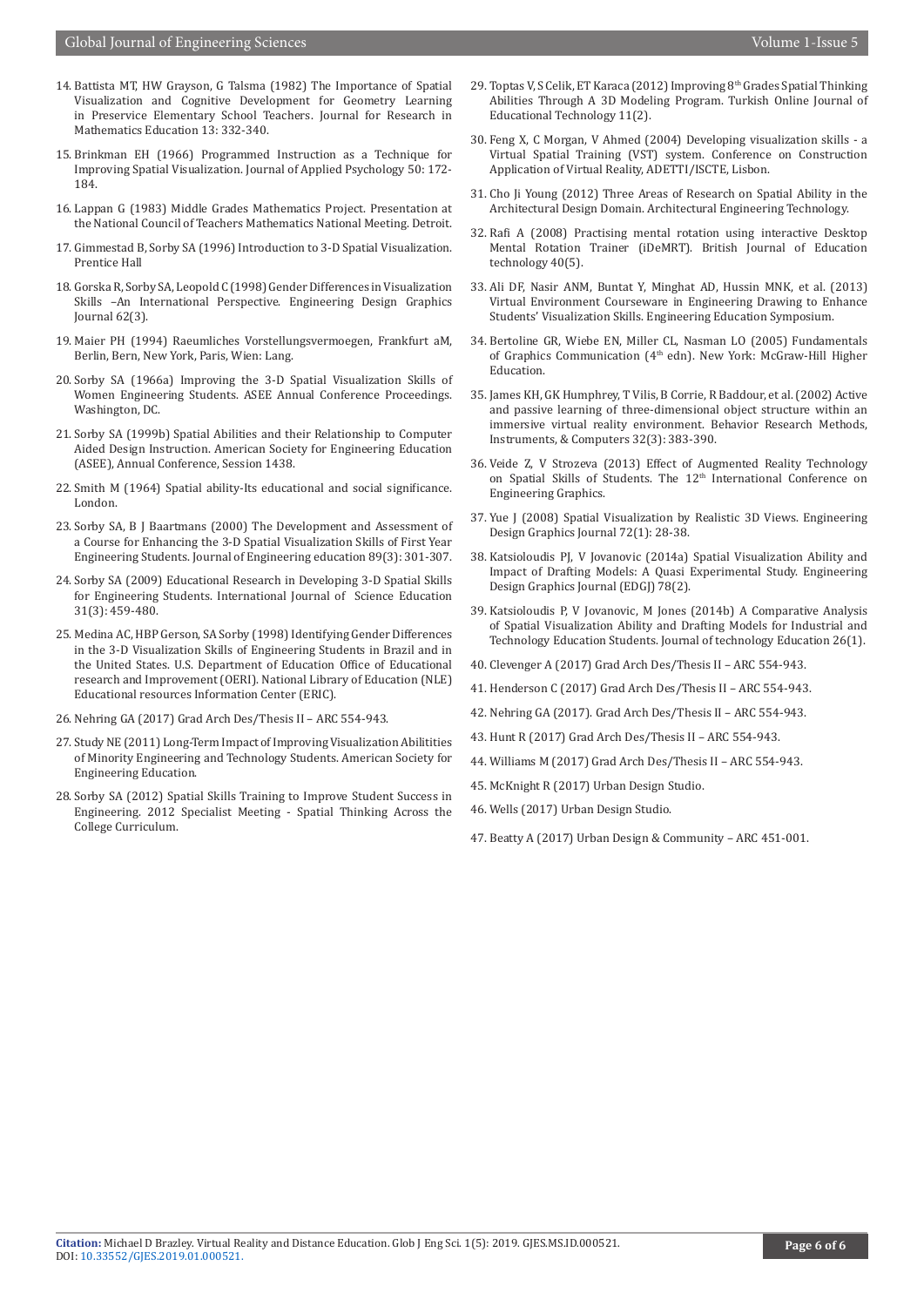14. Battista MT, HW Grayson, G Talsma (1982) The Importance of Spatial Visualization and Cognitive Development for Geometry Learning in Preservice Elementary School Teachers. Journal for Research in Mathematics Education 13: 332-340.

15. Brinkman EH (1966) Programmed Instruction as a Technique for Improving Spatial Visualization. Journal of Applied Psychology 50: 172-184.

16. Lappan G (1983) Middle Grades Mathematics Project. Presentation at the National Council of Teachers Mathematics National Meeting. Detroit.

17. Gimmestad B, Sorby SA (1996) Introduction to 3-D Spatial Visualization. Prentice Hall

18. Gorska R, Sorby SA, Leopold C (1998) Gender Differences in Visualization Skills –An International Perspective. Engineering Design Graphics Journal 62(3).

19. Maier PH (1994) Raeumliches Vorstellungsvermoegen, Frankfurt aM, Berlin, Bern, New York, Paris, Wien: Lang.

20. Sorby SA (1966a) Improving the 3-D Spatial Visualization Skills of Women Engineering Students. ASEE Annual Conference Proceedings. Washington, DC.

21. Sorby SA (1999b) Spatial Abilities and their Relationship to Computer Aided Design Instruction. American Society for Engineering Education (ASEE), Annual Conference, Session 1438.

22. Smith M (1964) Spatial ability-Its educational and social significance. London.

23. Sorby SA, B J Baartmans (2000) The Development and Assessment of a Course for Enhancing the 3-D Spatial Visualization Skills of First Year Engineering Students. Journal of Engineering education 89(3): 301-307.

24. Sorby SA (2009) Educational Research in Developing 3-D Spatial Skills for Engineering Students. International Journal of Science Education 31(3): 459-480.

25. Medina AC, HBP Gerson, SA Sorby (1998) Identifying Gender Differences in the 3-D Visualization Skills of Engineering Students in Brazil and in the United States. U.S. Department of Education Office of Educational research and Improvement (OERI). National Library of Education (NLE) Educational resources Information Center (ERIC).

26. Nehring GA (2017) Grad Arch Des/Thesis II – ARC 554-943.

27. Study NE (2011) Long-Term Impact of Improving Visualization Abilitities of Minority Engineering and Technology Students. American Society for Engineering Education.

28. Sorby SA (2012) Spatial Skills Training to Improve Student Success in Engineering. 2012 Specialist Meeting - Spatial Thinking Across the College Curriculum.

29. Toptas V, S Celik, ET Karaca (2012) Improving 8[th] Grades Spatial Thinking Abilities Through A 3D Modeling Program. Turkish Online Journal of Educational Technology 11(2).

30. Feng X, C Morgan, V Ahmed (2004) Developing visualization skills - a Virtual Spatial Training (VST) system. Conference on Construction Application of Virtual Reality, ADETTI/ISCTE, Lisbon.

31. Cho Ji Young (2012) Three Areas of Research on Spatial Ability in the Architectural Design Domain. Architectural Engineering Technology.

32. Rafi A (2008) Practising mental rotation using interactive Desktop Mental Rotation Trainer (iDeMRT). British Journal of Education technology 40(5).

33. Ali DF, Nasir ANM, Buntat Y, Minghat AD, Hussin MNK, et al. (2013) Virtual Environment Courseware in Engineering Drawing to Enhance Students' Visualization Skills. Engineering Education Symposium.

34. Bertoline GR, Wiebe EN, Miller CL, Nasman LO (2005) Fundamentals of Graphics Communication (4[th] edn). New York: McGraw-Hill Higher Education.

35. James KH, GK Humphrey, T Vilis, B Corrie, R Baddour, et al. (2002) Active and passive learning of three-dimensional object structure within an immersive virtual reality environment. Behavior Research Methods, Instruments, & Computers 32(3): 383-390.

36. Veide Z, V Strozeva (2013) Effect of Augmented Reality Technology on Spatial Skills of Students. The 12[th] International Conference on Engineering Graphics.

37. Yue J (2008) Spatial Visualization by Realistic 3D Views. Engineering Design Graphics Journal 72(1): 28-38.

38. Katsioloudis PJ, V Jovanovic (2014a) Spatial Visualization Ability and Impact of Drafting Models: A Quasi Experimental Study. Engineering Design Graphics Journal (EDGJ) 78(2).

39. Katsioloudis P, V Jovanovic, M Jones (2014b) A Comparative Analysis of Spatial Visualization Ability and Drafting Models for Industrial and Technology Education Students. Journal of technology Education 26(1).

40. Clevenger A (2017) Grad Arch Des/Thesis II – ARC 554-943.

41. Henderson C (2017) Grad Arch Des/Thesis II – ARC 554-943.

42. Nehring GA (2017). Grad Arch Des/Thesis II – ARC 554-943.

43. Hunt R (2017) Grad Arch Des/Thesis II – ARC 554-943.

44. Williams M (2017) Grad Arch Des/Thesis II – ARC 554-943.

45. McKnight R (2017) Urban Design Studio.

46. Wells (2017) Urban Design Studio.

47. Beatty A (2017) Urban Design & Community – ARC 451-001.

**Citation:** Michael D Brazley. Virtual Reality and Distance Education. Glob J Eng Sci. 1(5): 2019. GJES.MS.ID.000521. DOI: 10.33552/GJES.2019.01.000521.